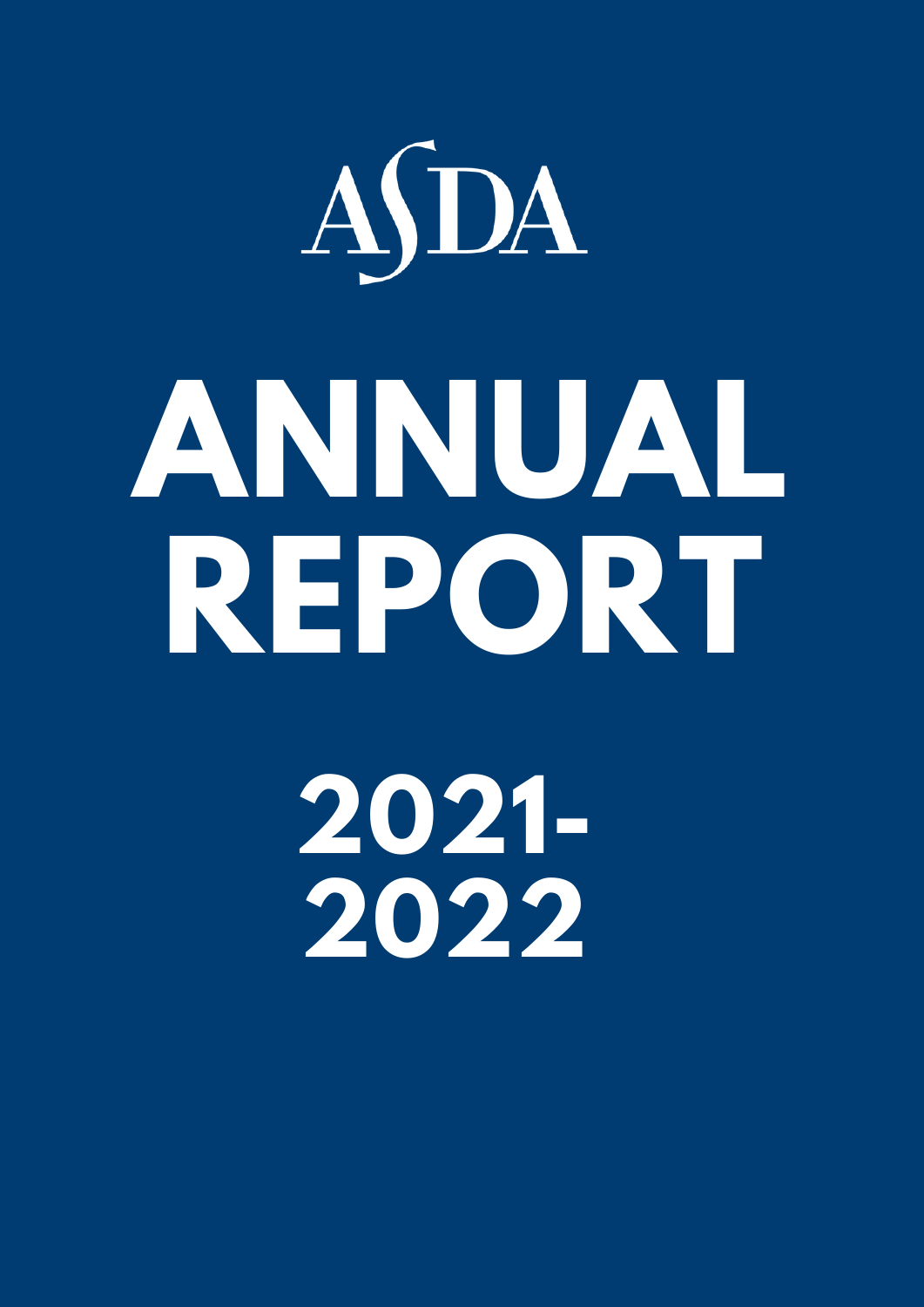ASDA

# ANNUAL REPORT

## 2021-2022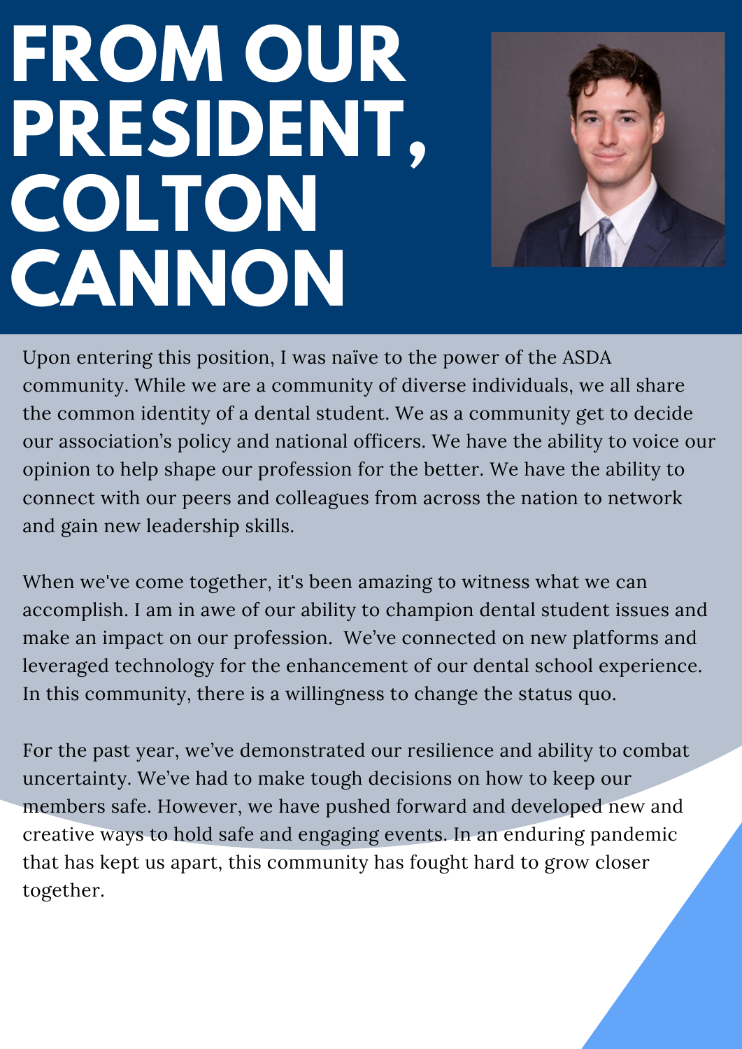# FROM OUR PRESIDENT, COLTON CANNON

Upon entering this position, I was naïve to the power of the ASDA community. While we are a community of diverse individuals, we all share the common identity of a dental student. We as a community get to decide our association's policy and national officers. We have the ability to voice our opinion to help shape our profession for the better. We have the ability to connect with our peers and colleagues from across the nation to network and gain new leadership skills.

When we've come together, it's been amazing to witness what we can accomplish. I am in awe of our ability to champion dental student issues and make an impact on our profession. We've connected on new platforms and leveraged technology for the enhancement of our dental school experience. In this community, there is a willingness to change the status quo.

For the past year, we've demonstrated our resilience and ability to combat uncertainty. We've had to make tough decisions on how to keep our members safe. However, we have pushed forward and developed new and creative ways to hold safe and engaging events. In an enduring pandemic that has kept us apart, this community has fought hard to grow closer together.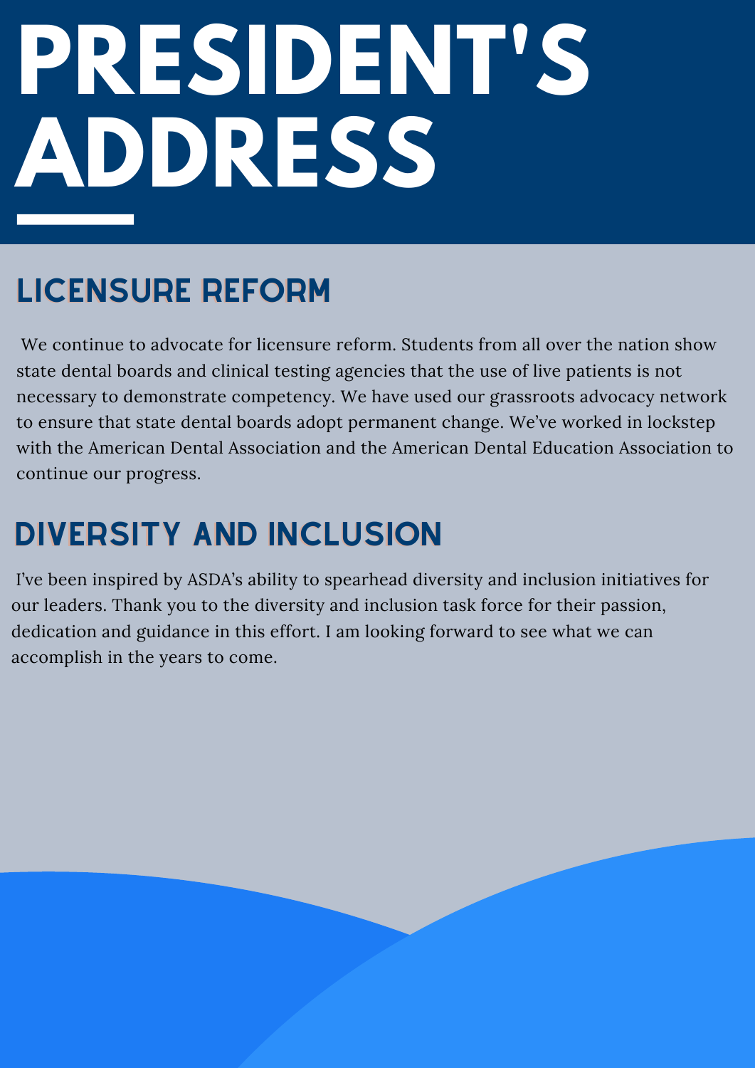# PRESIDENT'S ADDRESS

## LICENSURE REFORM

We continue to advocate for licensure reform. Students from all over the nation show state dental boards and clinical testing agencies that the use of live patients is not necessary to demonstrate competency. We have used our grassroots advocacy network to ensure that state dental boards adopt permanent change. We've worked in lockstep with the American Dental Association and the American Dental Education Association to continue our progress.

## DIVERSITY AND INCLUSION

I've been inspired by ASDA's ability to spearhead diversity and inclusion initiatives for our leaders. Thank you to the diversity and inclusion task force for their passion, dedication and guidance in this effort. I am looking forward to see what we can accomplish in the years to come.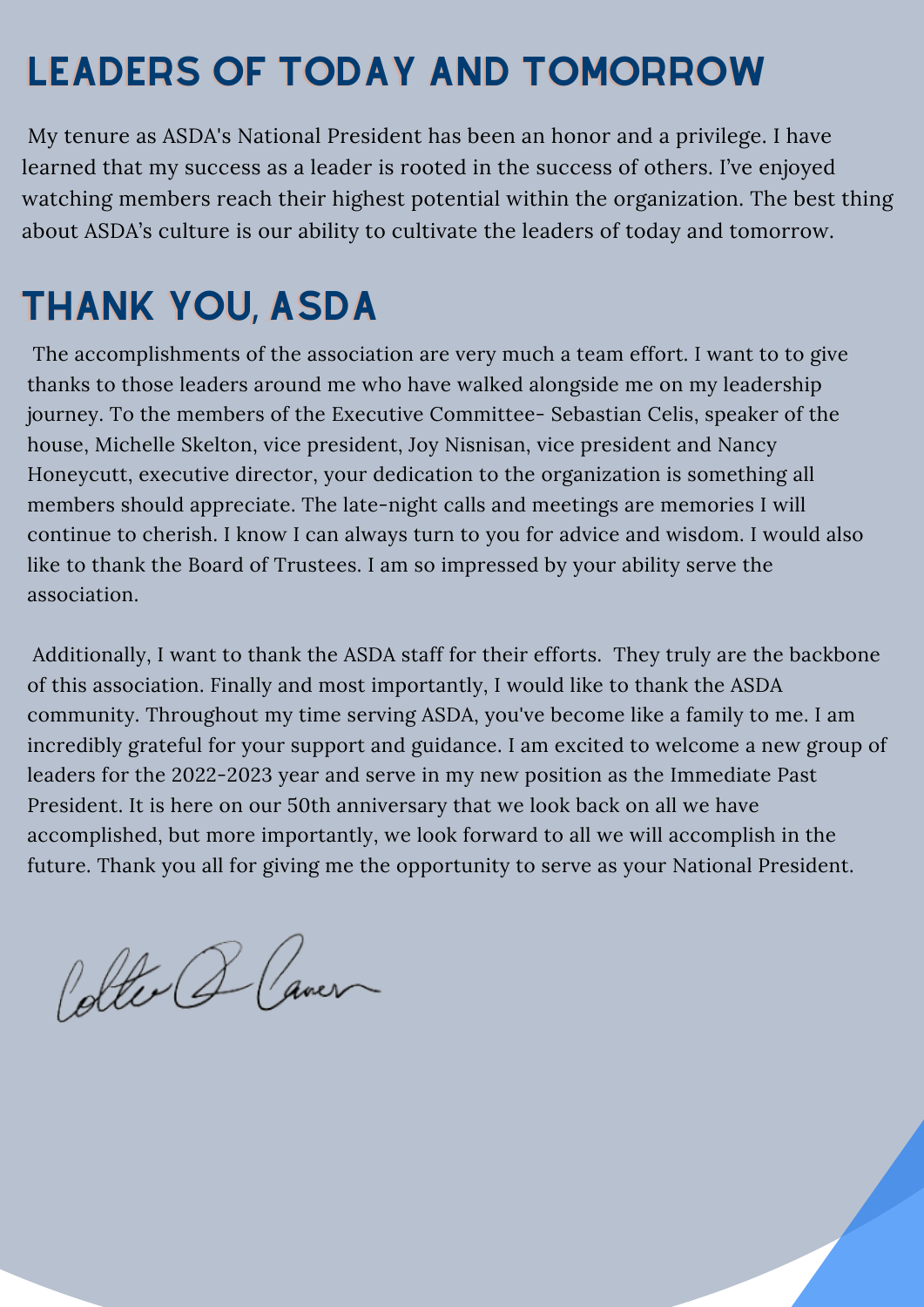# LEADERS OF TODAY AND TOMORROW

My tenure as ASDA's National President has been an honor and a privilege. I have learned that my success as a leader is rooted in the success of others. I've enjoyed watching members reach their highest potential within the organization. The best thing about ASDA's culture is our ability to cultivate the leaders of today and tomorrow.

# THANK YOU, ASDA

The accomplishments of the association are very much a team effort. I want to to give thanks to those leaders around me who have walked alongside me on my leadership journey. To the members of the Executive Committee- Sebastian Celis, speaker of the house, Michelle Skelton, vice president, Joy Nisnisan, vice president and Nancy Honeycutt, executive director, your dedication to the organization is something all members should appreciate. The late-night calls and meetings are memories I will continue to cherish. I know I can always turn to you for advice and wisdom. I would also like to thank the Board of Trustees. I am so impressed by your ability serve the association.

Additionally, I want to thank the ASDA staff for their efforts. They truly are the backbone of this association. Finally and most importantly, I would like to thank the ASDA community. Throughout my time serving ASDA, you've become like a family to me. I am incredibly grateful for your support and guidance. I am excited to welcome a new group of leaders for the 2022-2023 year and serve in my new position as the Immediate Past President. It is here on our 50th anniversary that we look back on all we have accomplished, but more importantly, we look forward to all we will accomplish in the future. Thank you all for giving me the opportunity to serve as your National President.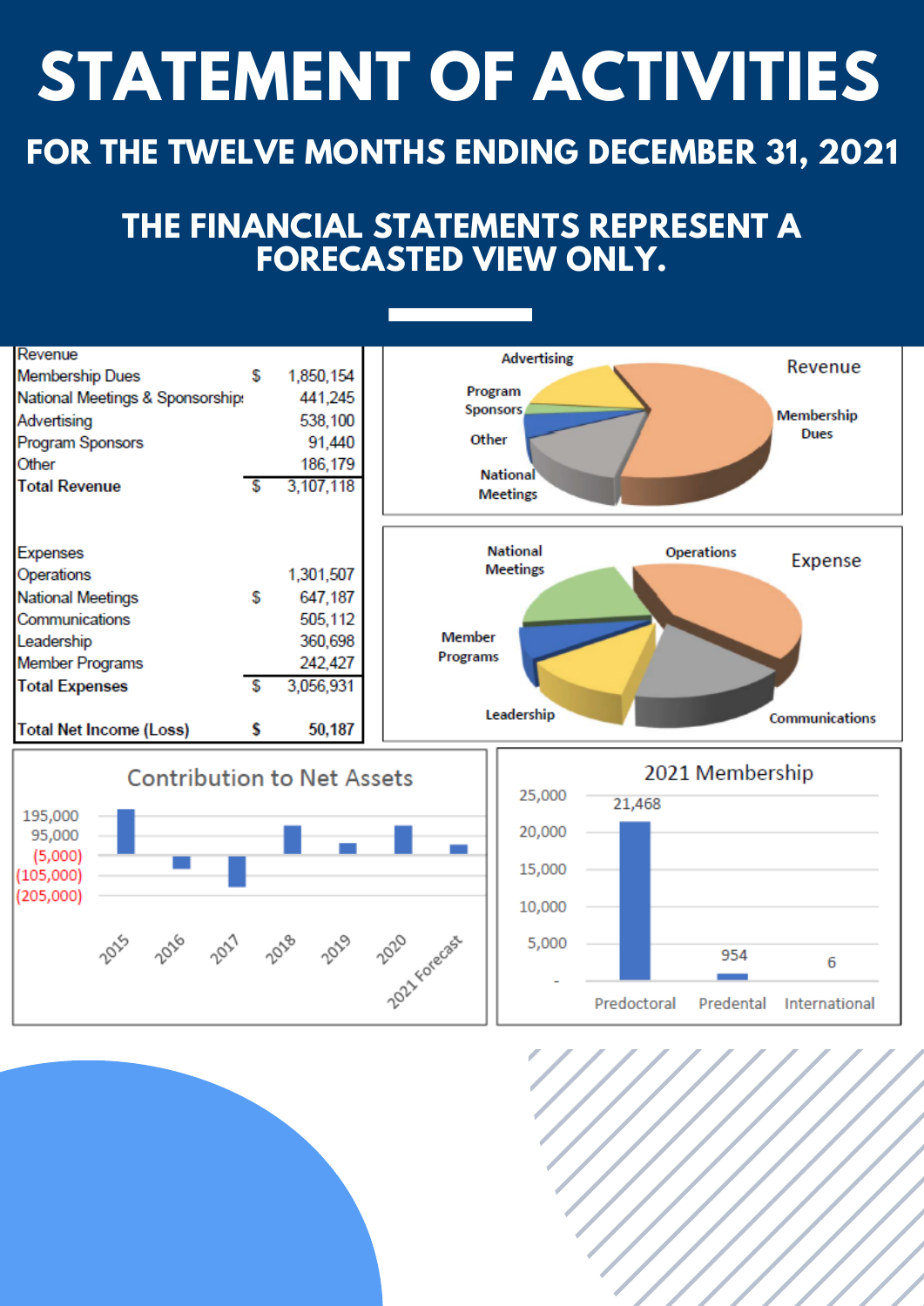# STATEMENT OF ACTIVITIES

## FOR THE TWELVE MONTHS ENDING DECEMBER 31, 2021

## THE FINANCIAL STATEMENTS REPRESENT A FORECASTED VIEW ONLY.

| Revenue | | |
|---|---|---|
| Membership Dues | $ | 1,850,154 |
| National Meetings & Sponsorships | | 441,245 |
| Advertising | | 538,100 |
| Program Sponsors | | 91,440 |
| Other | | 186,179 |
| **Total Revenue** | $ | 3,107,118 |

| Expenses | | |
|---|---|---|
| Operations | | 1,301,507 |
| National Meetings | $ | 647,187 |
| Communications | | 505,112 |
| Leadership | | 360,698 |
| Member Programs | | 242,427 |
| **Total Expenses** | $ | 3,056,931 |
| | | |
| **Total Net Income (Loss)** | **$** | **50,187** |

**Revenue**

Advertising, Program Sponsors, Other, National Meetings, Membership Dues

**Expense**

National Meetings, Operations, Member Programs, Leadership, Communications

**Contribution to Net Assets**

195,000; 95,000; (5,000); (105,000); (205,000)

2015, 2016, 2017, 2018, 2019, 2020, 2021 Forecast

**2021 Membership**

| Predoctoral | Predental | International |
|---|---|---|
| 21,468 | 954 | 6 |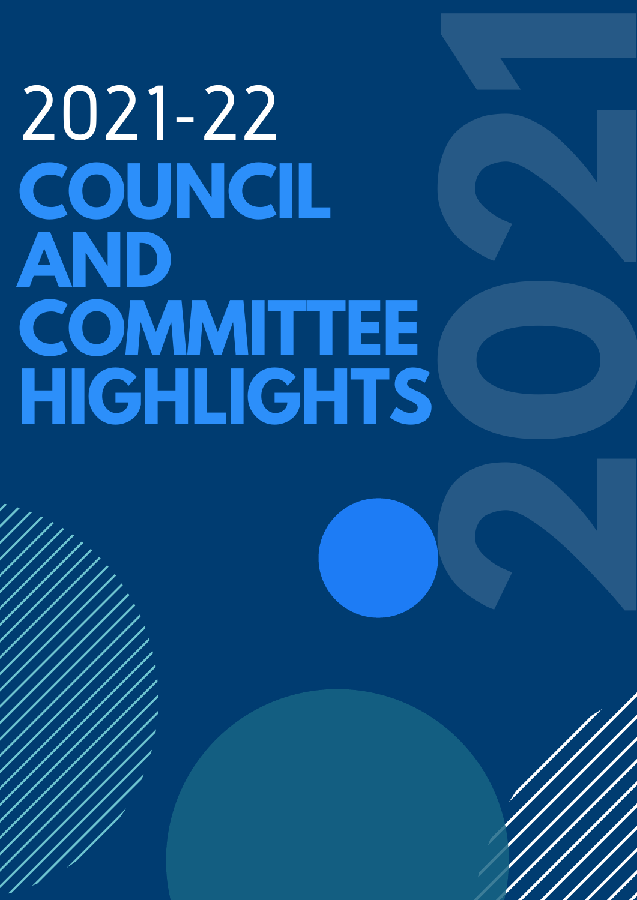# 2021-22 COUNCIL AND COMMITTEE HIGHLIGHTS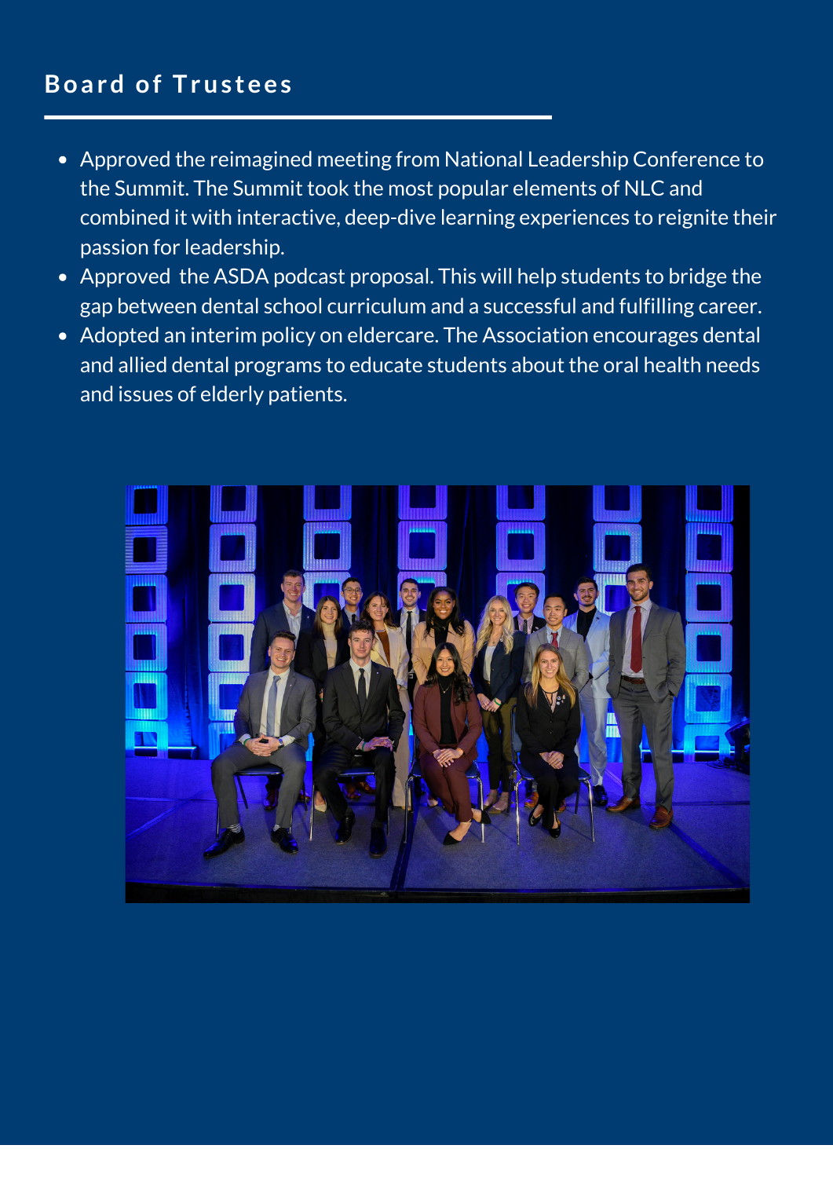## Board of Trustees

- Approved the reimagined meeting from National Leadership Conference to the Summit. The Summit took the most popular elements of NLC and combined it with interactive, deep-dive learning experiences to reignite their passion for leadership.
- Approved the ASDA podcast proposal. This will help students to bridge the gap between dental school curriculum and a successful and fulfilling career.
- Adopted an interim policy on eldercare. The Association encourages dental and allied dental programs to educate students about the oral health needs and issues of elderly patients.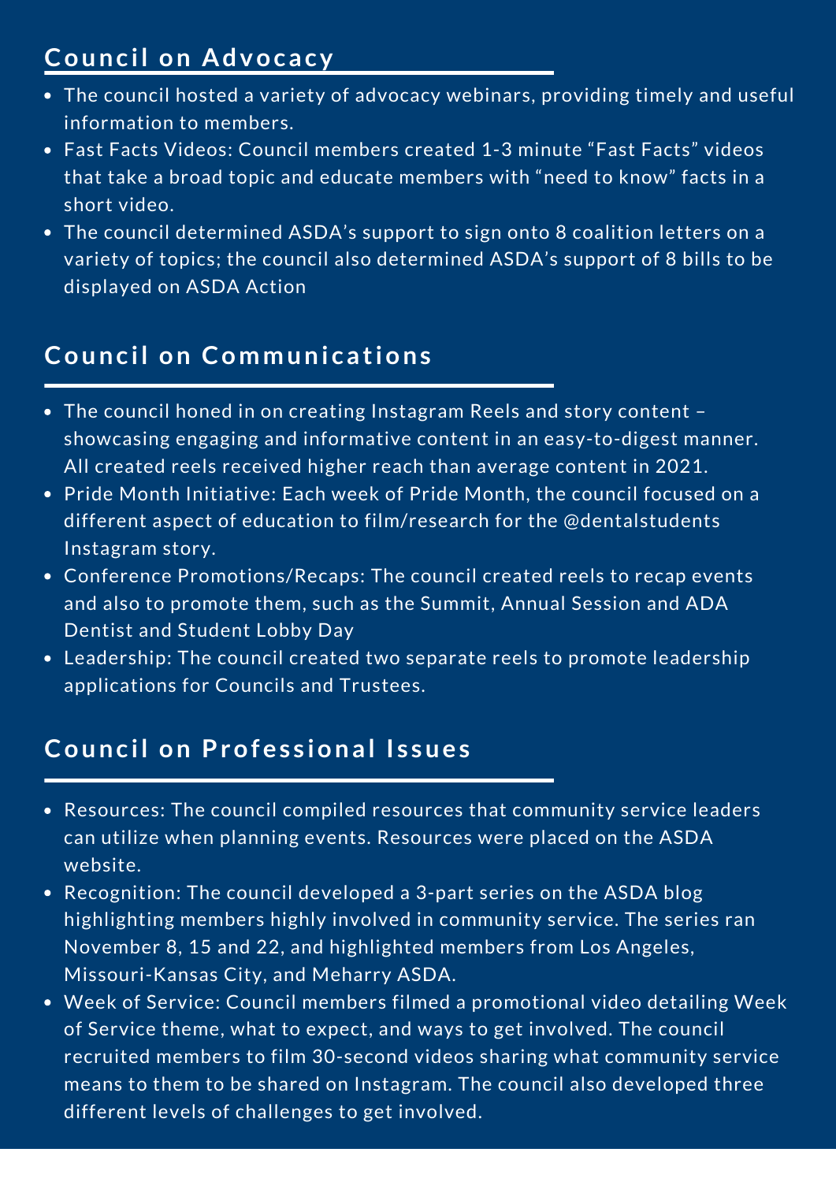## Council on Advocacy

- The council hosted a variety of advocacy webinars, providing timely and useful information to members.
- Fast Facts Videos: Council members created 1-3 minute "Fast Facts" videos that take a broad topic and educate members with "need to know" facts in a short video.
- The council determined ASDA's support to sign onto 8 coalition letters on a variety of topics; the council also determined ASDA's support of 8 bills to be displayed on ASDA Action

## Council on Communications

- The council honed in on creating Instagram Reels and story content – showcasing engaging and informative content in an easy-to-digest manner. All created reels received higher reach than average content in 2021.
- Pride Month Initiative: Each week of Pride Month, the council focused on a different aspect of education to film/research for the @dentalstudents Instagram story.
- Conference Promotions/Recaps: The council created reels to recap events and also to promote them, such as the Summit, Annual Session and ADA Dentist and Student Lobby Day
- Leadership: The council created two separate reels to promote leadership applications for Councils and Trustees.

## Council on Professional Issues

- Resources: The council compiled resources that community service leaders can utilize when planning events. Resources were placed on the ASDA website.
- Recognition: The council developed a 3-part series on the ASDA blog highlighting members highly involved in community service. The series ran November 8, 15 and 22, and highlighted members from Los Angeles, Missouri-Kansas City, and Meharry ASDA.
- Week of Service: Council members filmed a promotional video detailing Week of Service theme, what to expect, and ways to get involved. The council recruited members to film 30-second videos sharing what community service means to them to be shared on Instagram. The council also developed three different levels of challenges to get involved.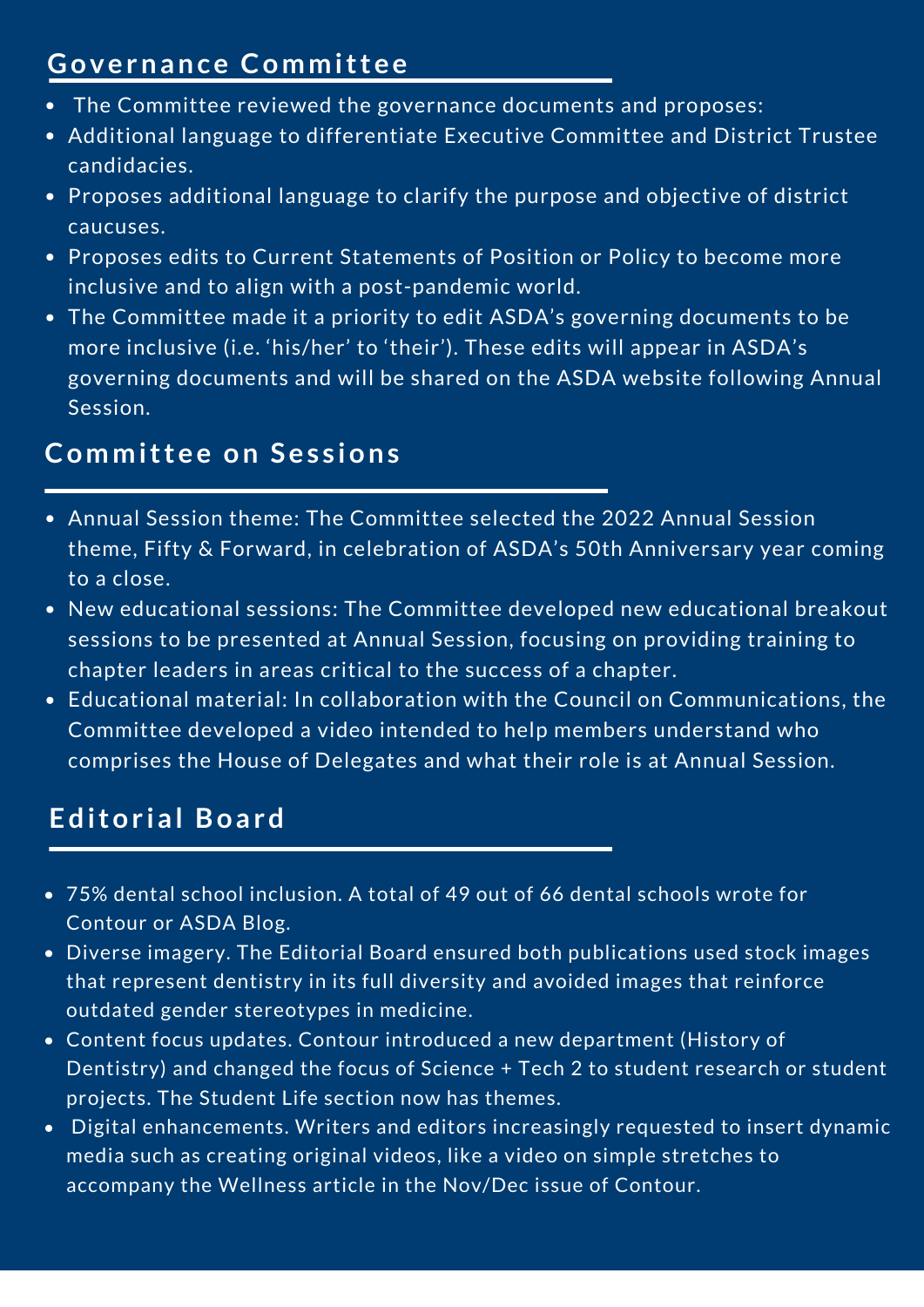## Governance Committee

- The Committee reviewed the governance documents and proposes:
- Additional language to differentiate Executive Committee and District Trustee candidacies.
- Proposes additional language to clarify the purpose and objective of district caucuses.
- Proposes edits to Current Statements of Position or Policy to become more inclusive and to align with a post-pandemic world.
- The Committee made it a priority to edit ASDA's governing documents to be more inclusive (i.e. 'his/her' to 'their'). These edits will appear in ASDA's governing documents and will be shared on the ASDA website following Annual Session.

## Committee on Sessions

- Annual Session theme: The Committee selected the 2022 Annual Session theme, Fifty & Forward, in celebration of ASDA's 50th Anniversary year coming to a close.
- New educational sessions: The Committee developed new educational breakout sessions to be presented at Annual Session, focusing on providing training to chapter leaders in areas critical to the success of a chapter.
- Educational material: In collaboration with the Council on Communications, the Committee developed a video intended to help members understand who comprises the House of Delegates and what their role is at Annual Session.

## Editorial Board

- 75% dental school inclusion. A total of 49 out of 66 dental schools wrote for Contour or ASDA Blog.
- Diverse imagery. The Editorial Board ensured both publications used stock images that represent dentistry in its full diversity and avoided images that reinforce outdated gender stereotypes in medicine.
- Content focus updates. Contour introduced a new department (History of Dentistry) and changed the focus of Science + Tech 2 to student research or student projects. The Student Life section now has themes.
- Digital enhancements. Writers and editors increasingly requested to insert dynamic media such as creating original videos, like a video on simple stretches to accompany the Wellness article in the Nov/Dec issue of Contour.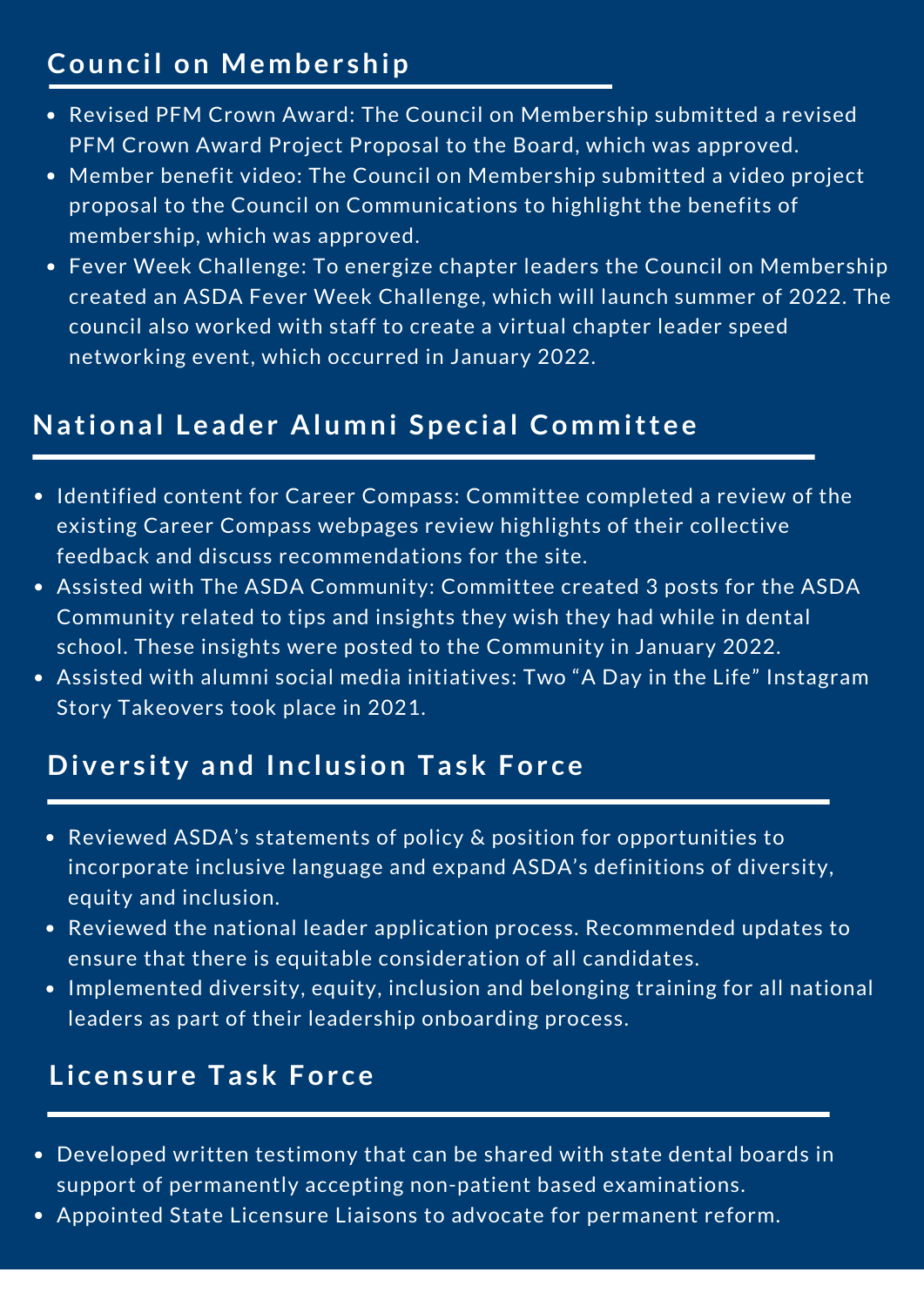## Council on Membership

- Revised PFM Crown Award: The Council on Membership submitted a revised PFM Crown Award Project Proposal to the Board, which was approved.
- Member benefit video: The Council on Membership submitted a video project proposal to the Council on Communications to highlight the benefits of membership, which was approved.
- Fever Week Challenge: To energize chapter leaders the Council on Membership created an ASDA Fever Week Challenge, which will launch summer of 2022. The council also worked with staff to create a virtual chapter leader speed networking event, which occurred in January 2022.

## National Leader Alumni Special Committee

- Identified content for Career Compass: Committee completed a review of the existing Career Compass webpages review highlights of their collective feedback and discuss recommendations for the site.
- Assisted with The ASDA Community: Committee created 3 posts for the ASDA Community related to tips and insights they wish they had while in dental school. These insights were posted to the Community in January 2022.
- Assisted with alumni social media initiatives: Two "A Day in the Life" Instagram Story Takeovers took place in 2021.

## Diversity and Inclusion Task Force

- Reviewed ASDA's statements of policy & position for opportunities to incorporate inclusive language and expand ASDA's definitions of diversity, equity and inclusion.
- Reviewed the national leader application process. Recommended updates to ensure that there is equitable consideration of all candidates.
- Implemented diversity, equity, inclusion and belonging training for all national leaders as part of their leadership onboarding process.

## Licensure Task Force

- Developed written testimony that can be shared with state dental boards in support of permanently accepting non-patient based examinations.
- Appointed State Licensure Liaisons to advocate for permanent reform.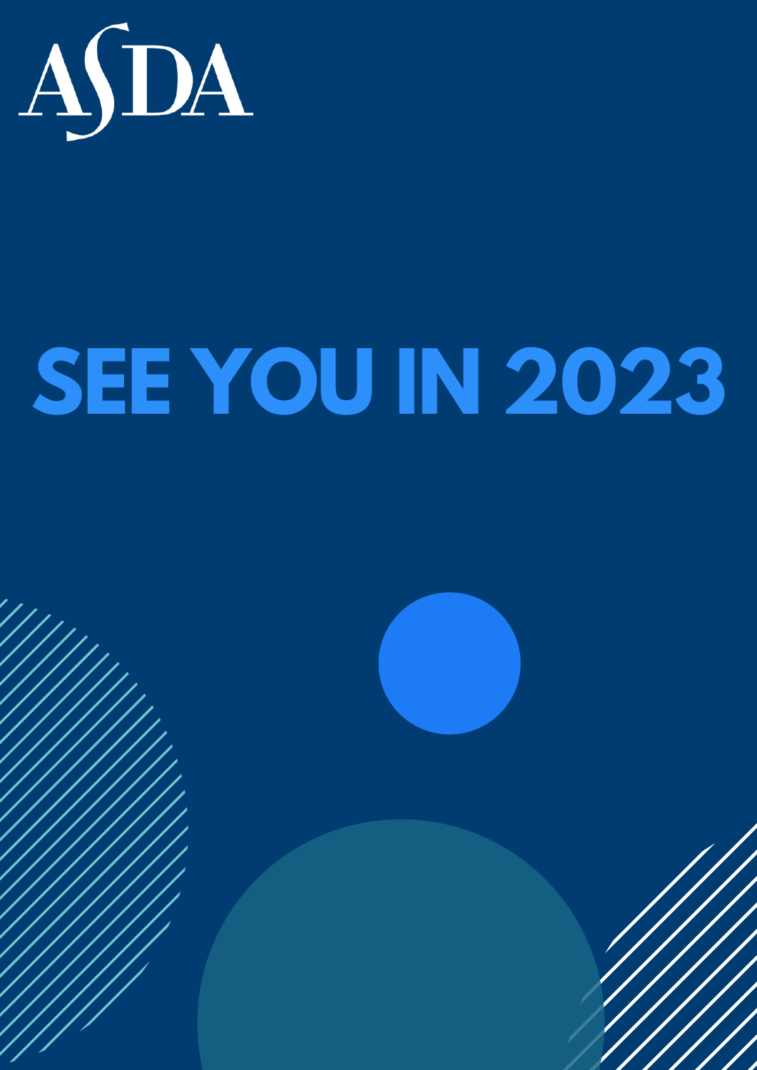ASDA

# SEE YOU IN 2023